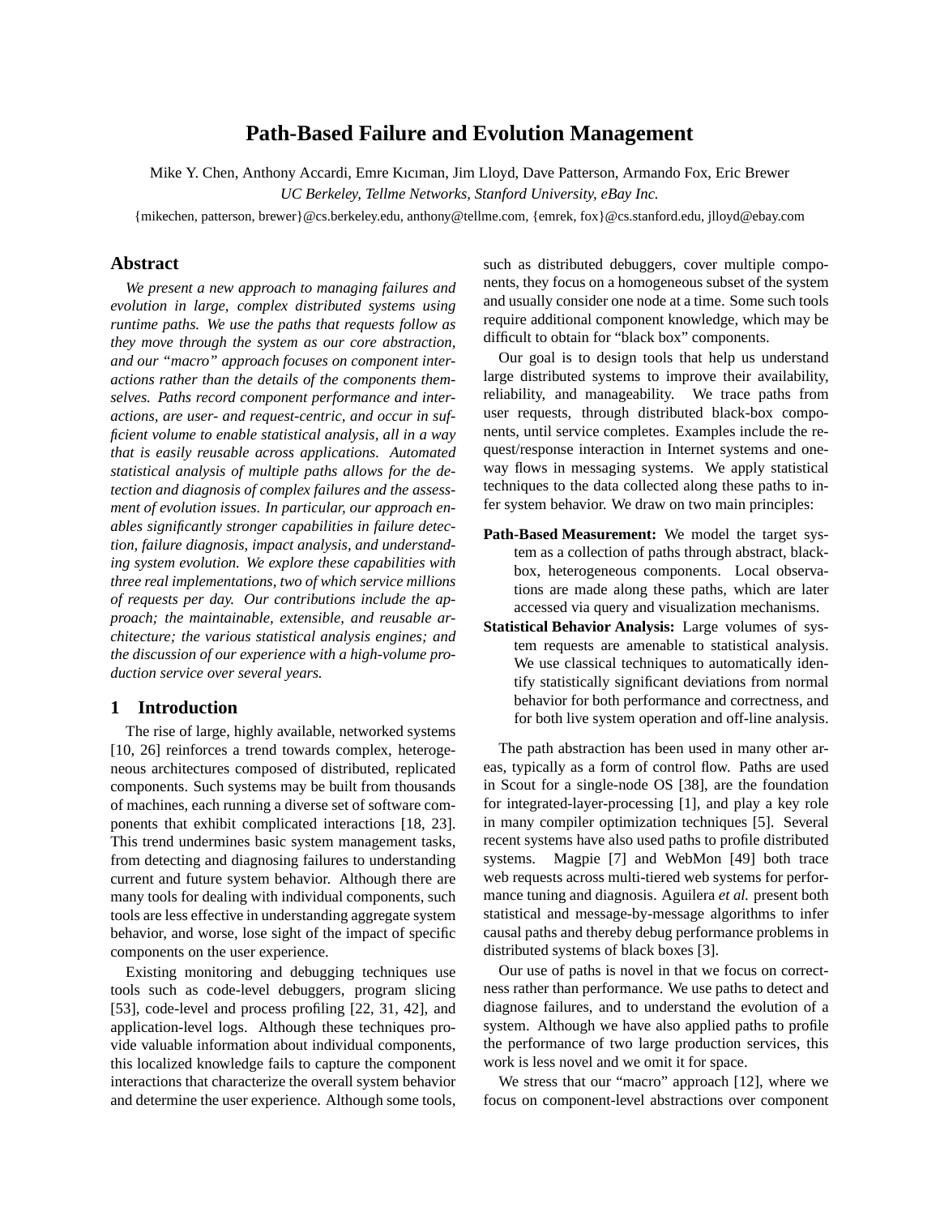# Path-Based Failure and Evolution Management

Mike Y. Chen, Anthony Accardi, Emre Kıcıman, Jim Lloyd, Dave Patterson, Armando Fox, Eric Brewer

*UC Berkeley, Tellme Networks, Stanford University, eBay Inc.*

{mikechen, patterson, brewer}@cs.berkeley.edu, anthony@tellme.com, {emrek, fox}@cs.stanford.edu, jlloyd@ebay.com

## Abstract

*We present a new approach to managing failures and evolution in large, complex distributed systems using runtime paths. We use the paths that requests follow as they move through the system as our core abstraction, and our "macro" approach focuses on component interactions rather than the details of the components themselves. Paths record component performance and interactions, are user- and request-centric, and occur in sufficient volume to enable statistical analysis, all in a way that is easily reusable across applications. Automated statistical analysis of multiple paths allows for the detection and diagnosis of complex failures and the assessment of evolution issues. In particular, our approach enables significantly stronger capabilities in failure detection, failure diagnosis, impact analysis, and understanding system evolution. We explore these capabilities with three real implementations, two of which service millions of requests per day. Our contributions include the approach; the maintainable, extensible, and reusable architecture; the various statistical analysis engines; and the discussion of our experience with a high-volume production service over several years.*

## 1 Introduction

The rise of large, highly available, networked systems [10, 26] reinforces a trend towards complex, heterogeneous architectures composed of distributed, replicated components. Such systems may be built from thousands of machines, each running a diverse set of software components that exhibit complicated interactions [18, 23]. This trend undermines basic system management tasks, from detecting and diagnosing failures to understanding current and future system behavior. Although there are many tools for dealing with individual components, such tools are less effective in understanding aggregate system behavior, and worse, lose sight of the impact of specific components on the user experience.

Existing monitoring and debugging techniques use tools such as code-level debuggers, program slicing [53], code-level and process profiling [22, 31, 42], and application-level logs. Although these techniques provide valuable information about individual components, this localized knowledge fails to capture the component interactions that characterize the overall system behavior and determine the user experience. Although some tools, such as distributed debuggers, cover multiple components, they focus on a homogeneous subset of the system and usually consider one node at a time. Some such tools require additional component knowledge, which may be difficult to obtain for "black box" components.

Our goal is to design tools that help us understand large distributed systems to improve their availability, reliability, and manageability. We trace paths from user requests, through distributed black-box components, until service completes. Examples include the request/response interaction in Internet systems and one-way flows in messaging systems. We apply statistical techniques to the data collected along these paths to infer system behavior. We draw on two main principles:

- **Path-Based Measurement:** We model the target system as a collection of paths through abstract, black-box, heterogeneous components. Local observations are made along these paths, which are later accessed via query and visualization mechanisms.
- **Statistical Behavior Analysis:** Large volumes of system requests are amenable to statistical analysis. We use classical techniques to automatically identify statistically significant deviations from normal behavior for both performance and correctness, and for both live system operation and off-line analysis.

The path abstraction has been used in many other areas, typically as a form of control flow. Paths are used in Scout for a single-node OS [38], are the foundation for integrated-layer-processing [1], and play a key role in many compiler optimization techniques [5]. Several recent systems have also used paths to profile distributed systems. Magpie [7] and WebMon [49] both trace web requests across multi-tiered web systems for performance tuning and diagnosis. Aguilera *et al.* present both statistical and message-by-message algorithms to infer causal paths and thereby debug performance problems in distributed systems of black boxes [3].

Our use of paths is novel in that we focus on correctness rather than performance. We use paths to detect and diagnose failures, and to understand the evolution of a system. Although we have also applied paths to profile the performance of two large production services, this work is less novel and we omit it for space.

We stress that our "macro" approach [12], where we focus on component-level abstractions over component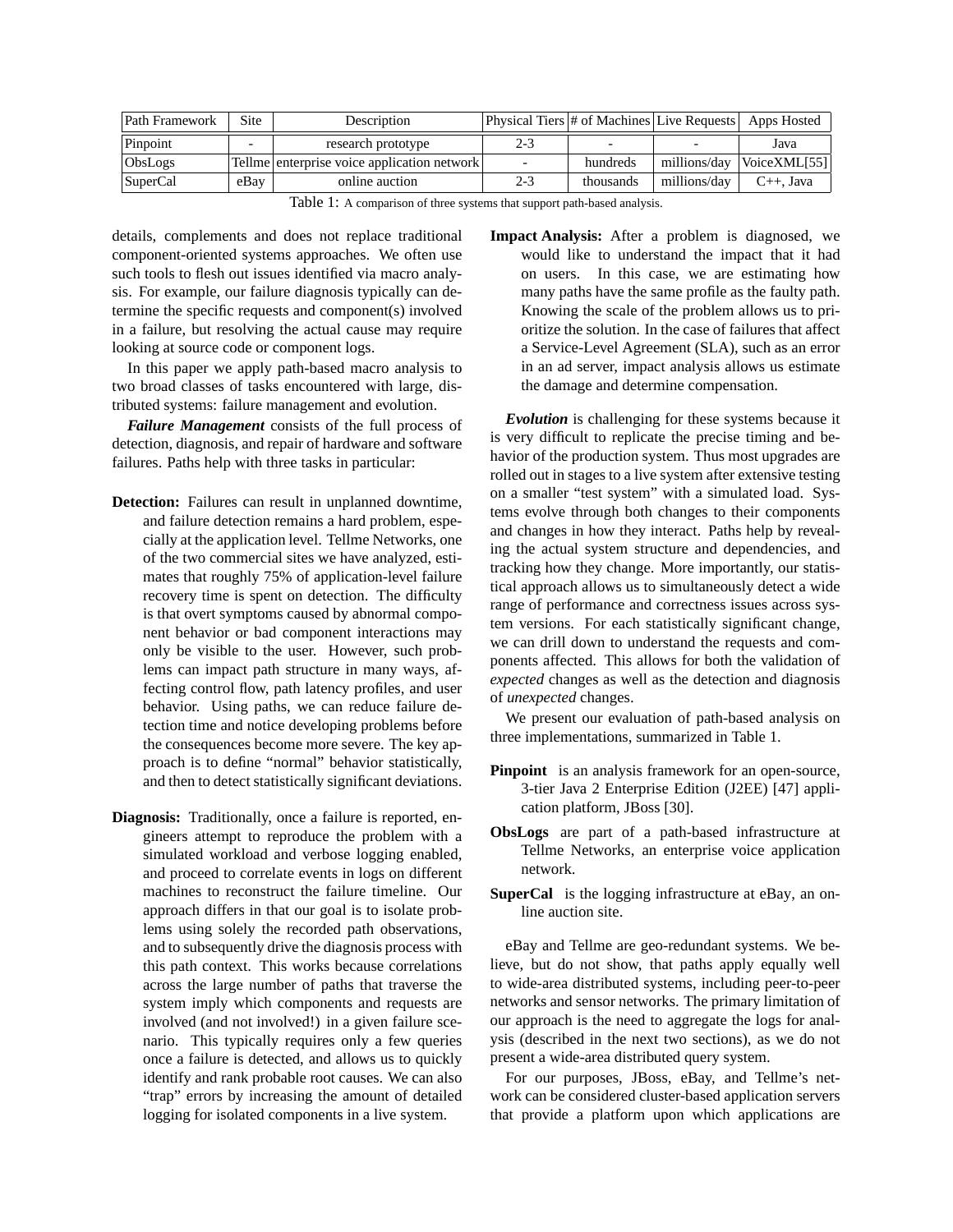| Path Framework | Site | Description | Physical Tiers | # of Machines | Live Requests | Apps Hosted |
|---|---|---|---|---|---|---|
| Pinpoint | - | research prototype | 2-3 | - | - | Java |
| ObsLogs | Tellme | enterprise voice application network | - | hundreds | millions/day | VoiceXML[55] |
| SuperCal | eBay | online auction | 2-3 | thousands | millions/day | C++, Java |

Table 1: A comparison of three systems that support path-based analysis.

details, complements and does not replace traditional component-oriented systems approaches. We often use such tools to flesh out issues identified via macro analysis. For example, our failure diagnosis typically can determine the specific requests and component(s) involved in a failure, but resolving the actual cause may require looking at source code or component logs.

In this paper we apply path-based macro analysis to two broad classes of tasks encountered with large, distributed systems: failure management and evolution.

***Failure Management*** consists of the full process of detection, diagnosis, and repair of hardware and software failures. Paths help with three tasks in particular:

**Detection:** Failures can result in unplanned downtime, and failure detection remains a hard problem, especially at the application level. Tellme Networks, one of the two commercial sites we have analyzed, estimates that roughly 75% of application-level failure recovery time is spent on detection. The difficulty is that overt symptoms caused by abnormal component behavior or bad component interactions may only be visible to the user. However, such problems can impact path structure in many ways, affecting control flow, path latency profiles, and user behavior. Using paths, we can reduce failure detection time and notice developing problems before the consequences become more severe. The key approach is to define "normal" behavior statistically, and then to detect statistically significant deviations.

**Diagnosis:** Traditionally, once a failure is reported, engineers attempt to reproduce the problem with a simulated workload and verbose logging enabled, and proceed to correlate events in logs on different machines to reconstruct the failure timeline. Our approach differs in that our goal is to isolate problems using solely the recorded path observations, and to subsequently drive the diagnosis process with this path context. This works because correlations across the large number of paths that traverse the system imply which components and requests are involved (and not involved!) in a given failure scenario. This typically requires only a few queries once a failure is detected, and allows us to quickly identify and rank probable root causes. We can also "trap" errors by increasing the amount of detailed logging for isolated components in a live system.

**Impact Analysis:** After a problem is diagnosed, we would like to understand the impact that it had on users. In this case, we are estimating how many paths have the same profile as the faulty path. Knowing the scale of the problem allows us to prioritize the solution. In the case of failures that affect a Service-Level Agreement (SLA), such as an error in an ad server, impact analysis allows us estimate the damage and determine compensation.

***Evolution*** is challenging for these systems because it is very difficult to replicate the precise timing and behavior of the production system. Thus most upgrades are rolled out in stages to a live system after extensive testing on a smaller "test system" with a simulated load. Systems evolve through both changes to their components and changes in how they interact. Paths help by revealing the actual system structure and dependencies, and tracking how they change. More importantly, our statistical approach allows us to simultaneously detect a wide range of performance and correctness issues across system versions. For each statistically significant change, we can drill down to understand the requests and components affected. This allows for both the validation of *expected* changes as well as the detection and diagnosis of *unexpected* changes.

We present our evaluation of path-based analysis on three implementations, summarized in Table 1.

**Pinpoint** is an analysis framework for an open-source, 3-tier Java 2 Enterprise Edition (J2EE) [47] application platform, JBoss [30].

**ObsLogs** are part of a path-based infrastructure at Tellme Networks, an enterprise voice application network.

**SuperCal** is the logging infrastructure at eBay, an online auction site.

eBay and Tellme are geo-redundant systems. We believe, but do not show, that paths apply equally well to wide-area distributed systems, including peer-to-peer networks and sensor networks. The primary limitation of our approach is the need to aggregate the logs for analysis (described in the next two sections), as we do not present a wide-area distributed query system.

For our purposes, JBoss, eBay, and Tellme's network can be considered cluster-based application servers that provide a platform upon which applications are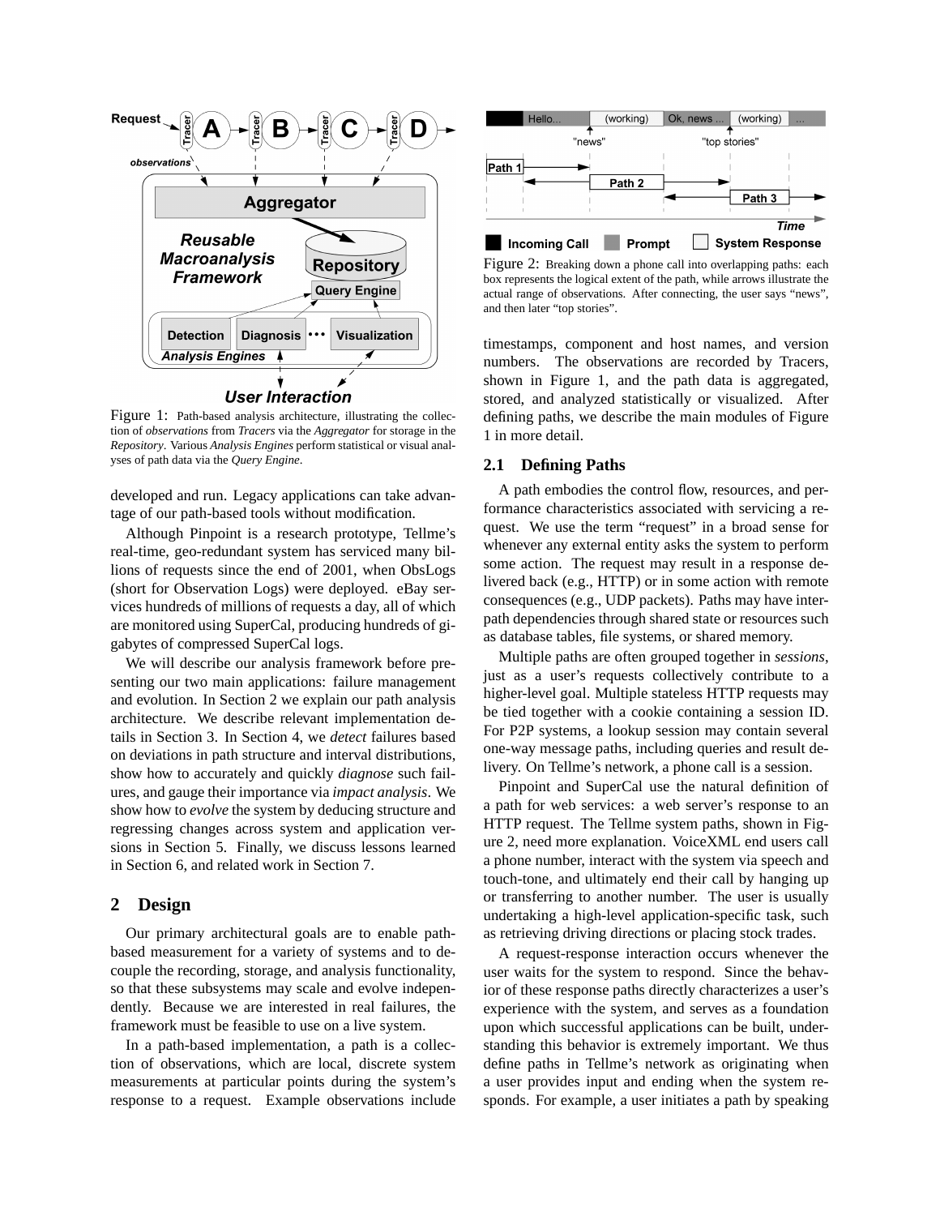Figure 1: Path-based analysis architecture, illustrating the collection of *observations* from *Tracers* via the *Aggregator* for storage in the *Repository*. Various *Analysis Engines* perform statistical or visual analyses of path data via the *Query Engine*.

developed and run. Legacy applications can take advantage of our path-based tools without modification.

Although Pinpoint is a research prototype, Tellme's real-time, geo-redundant system has serviced many billions of requests since the end of 2001, when ObsLogs (short for Observation Logs) were deployed. eBay services hundreds of millions of requests a day, all of which are monitored using SuperCal, producing hundreds of gigabytes of compressed SuperCal logs.

We will describe our analysis framework before presenting our two main applications: failure management and evolution. In Section 2 we explain our path analysis architecture. We describe relevant implementation details in Section 3. In Section 4, we *detect* failures based on deviations in path structure and interval distributions, show how to accurately and quickly *diagnose* such failures, and gauge their importance via *impact analysis*. We show how to *evolve* the system by deducing structure and regressing changes across system and application versions in Section 5. Finally, we discuss lessons learned in Section 6, and related work in Section 7.

## 2 Design

Our primary architectural goals are to enable path-based measurement for a variety of systems and to decouple the recording, storage, and analysis functionality, so that these subsystems may scale and evolve independently. Because we are interested in real failures, the framework must be feasible to use on a live system.

In a path-based implementation, a path is a collection of observations, which are local, discrete system measurements at particular points during the system's response to a request. Example observations include timestamps, component and host names, and version numbers. The observations are recorded by Tracers, shown in Figure 1, and the path data is aggregated, stored, and analyzed statistically or visualized. After defining paths, we describe the main modules of Figure 1 in more detail.

Figure 2: Breaking down a phone call into overlapping paths: each box represents the logical extent of the path, while arrows illustrate the actual range of observations. After connecting, the user says "news", and then later "top stories".

### 2.1 Defining Paths

A path embodies the control flow, resources, and performance characteristics associated with servicing a request. We use the term "request" in a broad sense for whenever any external entity asks the system to perform some action. The request may result in a response delivered back (e.g., HTTP) or in some action with remote consequences (e.g., UDP packets). Paths may have inter-path dependencies through shared state or resources such as database tables, file systems, or shared memory.

Multiple paths are often grouped together in *sessions*, just as a user's requests collectively contribute to a higher-level goal. Multiple stateless HTTP requests may be tied together with a cookie containing a session ID. For P2P systems, a lookup session may contain several one-way message paths, including queries and result delivery. On Tellme's network, a phone call is a session.

Pinpoint and SuperCal use the natural definition of a path for web services: a web server's response to an HTTP request. The Tellme system paths, shown in Figure 2, need more explanation. VoiceXML end users call a phone number, interact with the system via speech and touch-tone, and ultimately end their call by hanging up or transferring to another number. The user is usually undertaking a high-level application-specific task, such as retrieving driving directions or placing stock trades.

A request-response interaction occurs whenever the user waits for the system to respond. Since the behavior of these response paths directly characterizes a user's experience with the system, and serves as a foundation upon which successful applications can be built, understanding this behavior is extremely important. We thus define paths in Tellme's network as originating when a user provides input and ending when the system responds. For example, a user initiates a path by speaking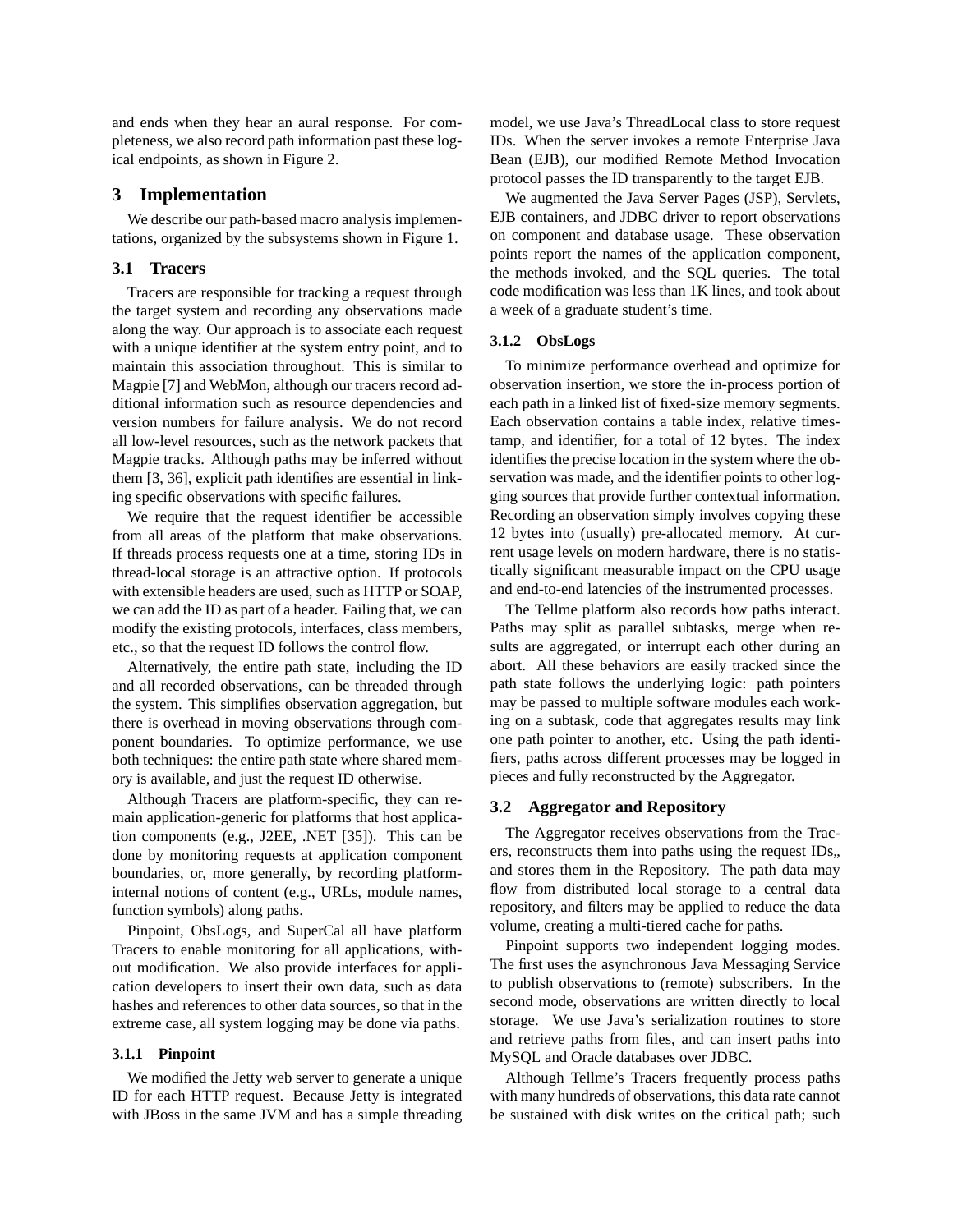and ends when they hear an aural response. For completeness, we also record path information past these logical endpoints, as shown in Figure 2.

## 3 Implementation

We describe our path-based macro analysis implementations, organized by the subsystems shown in Figure 1.

### 3.1 Tracers

Tracers are responsible for tracking a request through the target system and recording any observations made along the way. Our approach is to associate each request with a unique identifier at the system entry point, and to maintain this association throughout. This is similar to Magpie [7] and WebMon, although our tracers record additional information such as resource dependencies and version numbers for failure analysis. We do not record all low-level resources, such as the network packets that Magpie tracks. Although paths may be inferred without them [3, 36], explicit path identifies are essential in linking specific observations with specific failures.

We require that the request identifier be accessible from all areas of the platform that make observations. If threads process requests one at a time, storing IDs in thread-local storage is an attractive option. If protocols with extensible headers are used, such as HTTP or SOAP, we can add the ID as part of a header. Failing that, we can modify the existing protocols, interfaces, class members, etc., so that the request ID follows the control flow.

Alternatively, the entire path state, including the ID and all recorded observations, can be threaded through the system. This simplifies observation aggregation, but there is overhead in moving observations through component boundaries. To optimize performance, we use both techniques: the entire path state where shared memory is available, and just the request ID otherwise.

Although Tracers are platform-specific, they can remain application-generic for platforms that host application components (e.g., J2EE, .NET [35]). This can be done by monitoring requests at application component boundaries, or, more generally, by recording platform-internal notions of content (e.g., URLs, module names, function symbols) along paths.

Pinpoint, ObsLogs, and SuperCal all have platform Tracers to enable monitoring for all applications, without modification. We also provide interfaces for application developers to insert their own data, such as data hashes and references to other data sources, so that in the extreme case, all system logging may be done via paths.

#### 3.1.1 Pinpoint

We modified the Jetty web server to generate a unique ID for each HTTP request. Because Jetty is integrated with JBoss in the same JVM and has a simple threading model, we use Java's ThreadLocal class to store request IDs. When the server invokes a remote Enterprise Java Bean (EJB), our modified Remote Method Invocation protocol passes the ID transparently to the target EJB.

We augmented the Java Server Pages (JSP), Servlets, EJB containers, and JDBC driver to report observations on component and database usage. These observation points report the names of the application component, the methods invoked, and the SQL queries. The total code modification was less than 1K lines, and took about a week of a graduate student's time.

#### 3.1.2 ObsLogs

To minimize performance overhead and optimize for observation insertion, we store the in-process portion of each path in a linked list of fixed-size memory segments. Each observation contains a table index, relative timestamp, and identifier, for a total of 12 bytes. The index identifies the precise location in the system where the observation was made, and the identifier points to other logging sources that provide further contextual information. Recording an observation simply involves copying these 12 bytes into (usually) pre-allocated memory. At current usage levels on modern hardware, there is no statistically significant measurable impact on the CPU usage and end-to-end latencies of the instrumented processes.

The Tellme platform also records how paths interact. Paths may split as parallel subtasks, merge when results are aggregated, or interrupt each other during an abort. All these behaviors are easily tracked since the path state follows the underlying logic: path pointers may be passed to multiple software modules each working on a subtask, code that aggregates results may link one path pointer to another, etc. Using the path identifiers, paths across different processes may be logged in pieces and fully reconstructed by the Aggregator.

### 3.2 Aggregator and Repository

The Aggregator receives observations from the Tracers, reconstructs them into paths using the request IDs,, and stores them in the Repository. The path data may flow from distributed local storage to a central data repository, and filters may be applied to reduce the data volume, creating a multi-tiered cache for paths.

Pinpoint supports two independent logging modes. The first uses the asynchronous Java Messaging Service to publish observations to (remote) subscribers. In the second mode, observations are written directly to local storage. We use Java's serialization routines to store and retrieve paths from files, and can insert paths into MySQL and Oracle databases over JDBC.

Although Tellme's Tracers frequently process paths with many hundreds of observations, this data rate cannot be sustained with disk writes on the critical path; such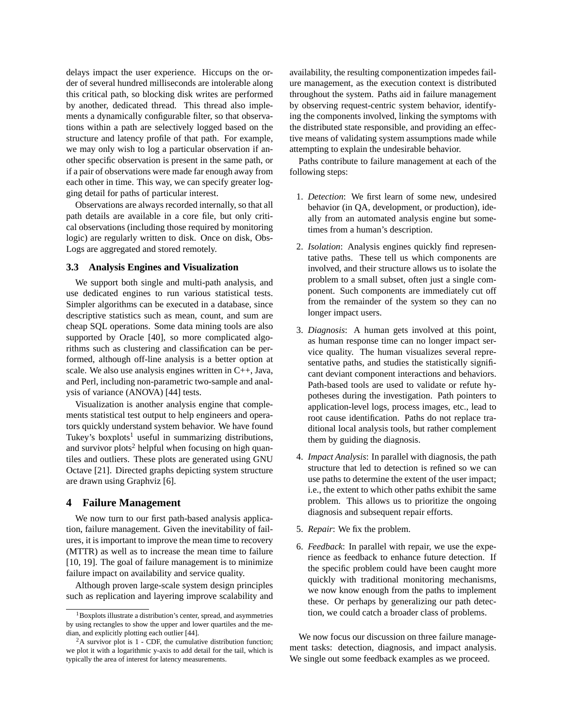delays impact the user experience. Hiccups on the order of several hundred milliseconds are intolerable along this critical path, so blocking disk writes are performed by another, dedicated thread. This thread also implements a dynamically configurable filter, so that observations within a path are selectively logged based on the structure and latency profile of that path. For example, we may only wish to log a particular observation if another specific observation is present in the same path, or if a pair of observations were made far enough away from each other in time. This way, we can specify greater logging detail for paths of particular interest.

Observations are always recorded internally, so that all path details are available in a core file, but only critical observations (including those required by monitoring logic) are regularly written to disk. Once on disk, ObsLogs are aggregated and stored remotely.

### 3.3 Analysis Engines and Visualization

We support both single and multi-path analysis, and use dedicated engines to run various statistical tests. Simpler algorithms can be executed in a database, since descriptive statistics such as mean, count, and sum are cheap SQL operations. Some data mining tools are also supported by Oracle [40], so more complicated algorithms such as clustering and classification can be performed, although off-line analysis is a better option at scale. We also use analysis engines written in C++, Java, and Perl, including non-parametric two-sample and analysis of variance (ANOVA) [44] tests.

Visualization is another analysis engine that complements statistical test output to help engineers and operators quickly understand system behavior. We have found Tukey's boxplots[1] useful in summarizing distributions, and survivor plots[2] helpful when focusing on high quantiles and outliers. These plots are generated using GNU Octave [21]. Directed graphs depicting system structure are drawn using Graphviz [6].

## 4 Failure Management

We now turn to our first path-based analysis application, failure management. Given the inevitability of failures, it is important to improve the mean time to recovery (MTTR) as well as to increase the mean time to failure [10, 19]. The goal of failure management is to minimize failure impact on availability and service quality.

Although proven large-scale system design principles such as replication and layering improve scalability and availability, the resulting componentization impedes failure management, as the execution context is distributed throughout the system. Paths aid in failure management by observing request-centric system behavior, identifying the components involved, linking the symptoms with the distributed state responsible, and providing an effective means of validating system assumptions made while attempting to explain the undesirable behavior.

Paths contribute to failure management at each of the following steps:

1. *Detection*: We first learn of some new, undesired behavior (in QA, development, or production), ideally from an automated analysis engine but sometimes from a human's description.
2. *Isolation*: Analysis engines quickly find representative paths. These tell us which components are involved, and their structure allows us to isolate the problem to a small subset, often just a single component. Such components are immediately cut off from the remainder of the system so they can no longer impact users.
3. *Diagnosis*: A human gets involved at this point, as human response time can no longer impact service quality. The human visualizes several representative paths, and studies the statistically significant deviant component interactions and behaviors. Path-based tools are used to validate or refute hypotheses during the investigation. Path pointers to application-level logs, process images, etc., lead to root cause identification. Paths do not replace traditional local analysis tools, but rather complement them by guiding the diagnosis.
4. *Impact Analysis*: In parallel with diagnosis, the path structure that led to detection is refined so we can use paths to determine the extent of the user impact; i.e., the extent to which other paths exhibit the same problem. This allows us to prioritize the ongoing diagnosis and subsequent repair efforts.
5. *Repair*: We fix the problem.
6. *Feedback*: In parallel with repair, we use the experience as feedback to enhance future detection. If the specific problem could have been caught more quickly with traditional monitoring mechanisms, we now know enough from the paths to implement these. Or perhaps by generalizing our path detection, we could catch a broader class of problems.

We now focus our discussion on three failure management tasks: detection, diagnosis, and impact analysis. We single out some feedback examples as we proceed.

---

[1] Boxplots illustrate a distribution's center, spread, and asymmetries by using rectangles to show the upper and lower quartiles and the median, and explicitly plotting each outlier [44].

[2] A survivor plot is 1 - CDF, the cumulative distribution function; we plot it with a logarithmic y-axis to add detail for the tail, which is typically the area of interest for latency measurements.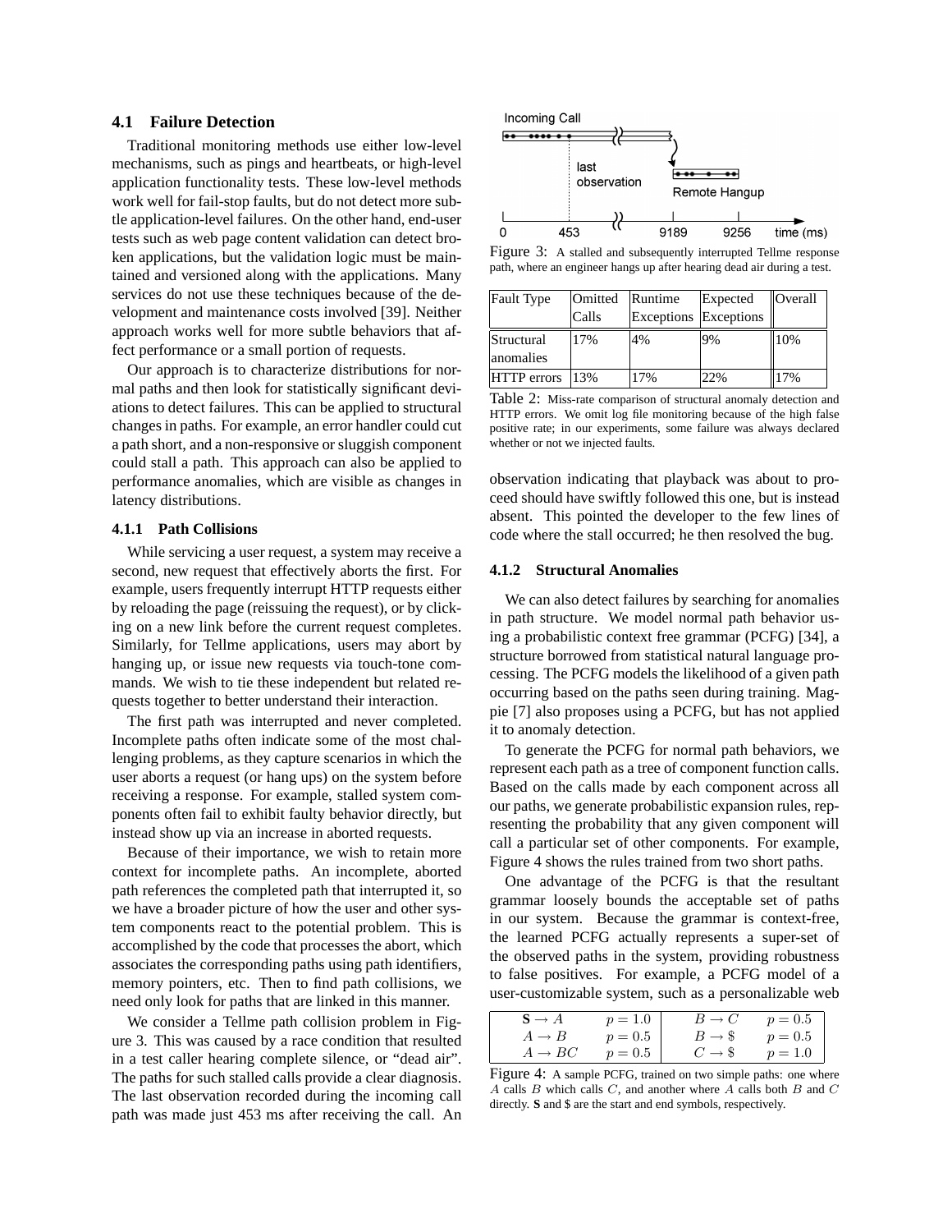### 4.1 Failure Detection

Traditional monitoring methods use either low-level mechanisms, such as pings and heartbeats, or high-level application functionality tests. These low-level methods work well for fail-stop faults, but do not detect more subtle application-level failures. On the other hand, end-user tests such as web page content validation can detect broken applications, but the validation logic must be maintained and versioned along with the applications. Many services do not use these techniques because of the development and maintenance costs involved [39]. Neither approach works well for more subtle behaviors that affect performance or a small portion of requests.

Our approach is to characterize distributions for normal paths and then look for statistically significant deviations to detect failures. This can be applied to structural changes in paths. For example, an error handler could cut a path short, and a non-responsive or sluggish component could stall a path. This approach can also be applied to performance anomalies, which are visible as changes in latency distributions.

#### 4.1.1 Path Collisions

While servicing a user request, a system may receive a second, new request that effectively aborts the first. For example, users frequently interrupt HTTP requests either by reloading the page (reissuing the request), or by clicking on a new link before the current request completes. Similarly, for Tellme applications, users may abort by hanging up, or issue new requests via touch-tone commands. We wish to tie these independent but related requests together to better understand their interaction.

The first path was interrupted and never completed. Incomplete paths often indicate some of the most challenging problems, as they capture scenarios in which the user aborts a request (or hang ups) on the system before receiving a response. For example, stalled system components often fail to exhibit faulty behavior directly, but instead show up via an increase in aborted requests.

Because of their importance, we wish to retain more context for incomplete paths. An incomplete, aborted path references the completed path that interrupted it, so we have a broader picture of how the user and other system components react to the potential problem. This is accomplished by the code that processes the abort, which associates the corresponding paths using path identifiers, memory pointers, etc. Then to find path collisions, we need only look for paths that are linked in this manner.

We consider a Tellme path collision problem in Figure 3. This was caused by a race condition that resulted in a test caller hearing complete silence, or "dead air". The paths for such stalled calls provide a clear diagnosis. The last observation recorded during the incoming call path was made just 453 ms after receiving the call. An observation indicating that playback was about to proceed should have swiftly followed this one, but is instead absent. This pointed the developer to the few lines of code where the stall occurred; he then resolved the bug.

Figure 3: A stalled and subsequently interrupted Tellme response path, where an engineer hangs up after hearing dead air during a test.

| Fault Type | Omitted Calls | Runtime Exceptions | Expected Exceptions | Overall |
|---|---|---|---|---|
| Structural anomalies | 17% | 4% | 9% | 10% |
| HTTP errors | 13% | 17% | 22% | 17% |

Table 2: Miss-rate comparison of structural anomaly detection and HTTP errors. We omit log file monitoring because of the high false positive rate; in our experiments, some failure was always declared whether or not we injected faults.

#### 4.1.2 Structural Anomalies

We can also detect failures by searching for anomalies in path structure. We model normal path behavior using a probabilistic context free grammar (PCFG) [34], a structure borrowed from statistical natural language processing. The PCFG models the likelihood of a given path occurring based on the paths seen during training. Magpie [7] also proposes using a PCFG, but has not applied it to anomaly detection.

To generate the PCFG for normal path behaviors, we represent each path as a tree of component function calls. Based on the calls made by each component across all our paths, we generate probabilistic expansion rules, representing the probability that any given component will call a particular set of other components. For example, Figure 4 shows the rules trained from two short paths.

One advantage of the PCFG is that the resultant grammar loosely bounds the acceptable set of paths in our system. Because the grammar is context-free, the learned PCFG actually represents a super-set of the observed paths in the system, providing robustness to false positives. For example, a PCFG model of a user-customizable system, such as a personalizable web

| | | | |
|---|---|---|---|
| $\mathbf{S} \rightarrow A$ | $p = 1.0$ | $B \rightarrow C$ | $p = 0.5$ |
| $A \rightarrow B$ | $p = 0.5$ | $B \rightarrow \$$ | $p = 0.5$ |
| $A \rightarrow BC$ | $p = 0.5$ | $C \rightarrow \$$ | $p = 1.0$ |

Figure 4: A sample PCFG, trained on two simple paths: one where $A$ calls $B$ which calls $C$, and another where $A$ calls both $B$ and $C$ directly. **S** and $ are the start and end symbols, respectively.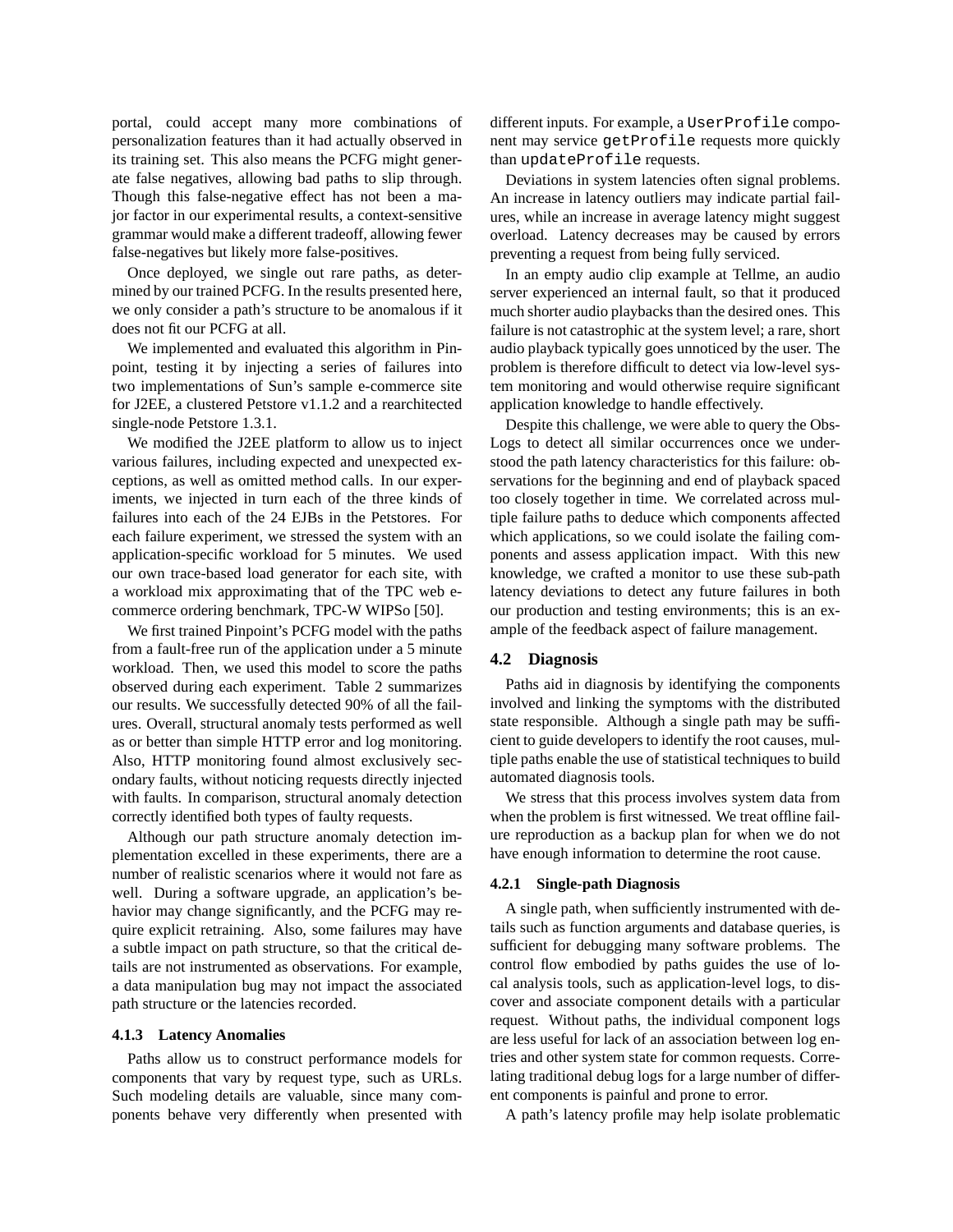portal, could accept many more combinations of personalization features than it had actually observed in its training set. This also means the PCFG might generate false negatives, allowing bad paths to slip through. Though this false-negative effect has not been a major factor in our experimental results, a context-sensitive grammar would make a different tradeoff, allowing fewer false-negatives but likely more false-positives.

Once deployed, we single out rare paths, as determined by our trained PCFG. In the results presented here, we only consider a path's structure to be anomalous if it does not fit our PCFG at all.

We implemented and evaluated this algorithm in Pinpoint, testing it by injecting a series of failures into two implementations of Sun's sample e-commerce site for J2EE, a clustered Petstore v1.1.2 and a rearchitected single-node Petstore 1.3.1.

We modified the J2EE platform to allow us to inject various failures, including expected and unexpected exceptions, as well as omitted method calls. In our experiments, we injected in turn each of the three kinds of failures into each of the 24 EJBs in the Petstores. For each failure experiment, we stressed the system with an application-specific workload for 5 minutes. We used our own trace-based load generator for each site, with a workload mix approximating that of the TPC web e-commerce ordering benchmark, TPC-W WIPSo [50].

We first trained Pinpoint's PCFG model with the paths from a fault-free run of the application under a 5 minute workload. Then, we used this model to score the paths observed during each experiment. Table 2 summarizes our results. We successfully detected 90% of all the failures. Overall, structural anomaly tests performed as well as or better than simple HTTP error and log monitoring. Also, HTTP monitoring found almost exclusively secondary faults, without noticing requests directly injected with faults. In comparison, structural anomaly detection correctly identified both types of faulty requests.

Although our path structure anomaly detection implementation excelled in these experiments, there are a number of realistic scenarios where it would not fare as well. During a software upgrade, an application's behavior may change significantly, and the PCFG may require explicit retraining. Also, some failures may have a subtle impact on path structure, so that the critical details are not instrumented as observations. For example, a data manipulation bug may not impact the associated path structure or the latencies recorded.

#### 4.1.3 Latency Anomalies

Paths allow us to construct performance models for components that vary by request type, such as URLs. Such modeling details are valuable, since many components behave very differently when presented with different inputs. For example, a `UserProfile` component may service `getProfile` requests more quickly than `updateProfile` requests.

Deviations in system latencies often signal problems. An increase in latency outliers may indicate partial failures, while an increase in average latency might suggest overload. Latency decreases may be caused by errors preventing a request from being fully serviced.

In an empty audio clip example at Tellme, an audio server experienced an internal fault, so that it produced much shorter audio playbacks than the desired ones. This failure is not catastrophic at the system level; a rare, short audio playback typically goes unnoticed by the user. The problem is therefore difficult to detect via low-level system monitoring and would otherwise require significant application knowledge to handle effectively.

Despite this challenge, we were able to query the ObsLogs to detect all similar occurrences once we understood the path latency characteristics for this failure: observations for the beginning and end of playback spaced too closely together in time. We correlated across multiple failure paths to deduce which components affected which applications, so we could isolate the failing components and assess application impact. With this new knowledge, we crafted a monitor to use these sub-path latency deviations to detect any future failures in both our production and testing environments; this is an example of the feedback aspect of failure management.

### 4.2 Diagnosis

Paths aid in diagnosis by identifying the components involved and linking the symptoms with the distributed state responsible. Although a single path may be sufficient to guide developers to identify the root causes, multiple paths enable the use of statistical techniques to build automated diagnosis tools.

We stress that this process involves system data from when the problem is first witnessed. We treat offline failure reproduction as a backup plan for when we do not have enough information to determine the root cause.

#### 4.2.1 Single-path Diagnosis

A single path, when sufficiently instrumented with details such as function arguments and database queries, is sufficient for debugging many software problems. The control flow embodied by paths guides the use of local analysis tools, such as application-level logs, to discover and associate component details with a particular request. Without paths, the individual component logs are less useful for lack of an association between log entries and other system state for common requests. Correlating traditional debug logs for a large number of different components is painful and prone to error.

A path's latency profile may help isolate problematic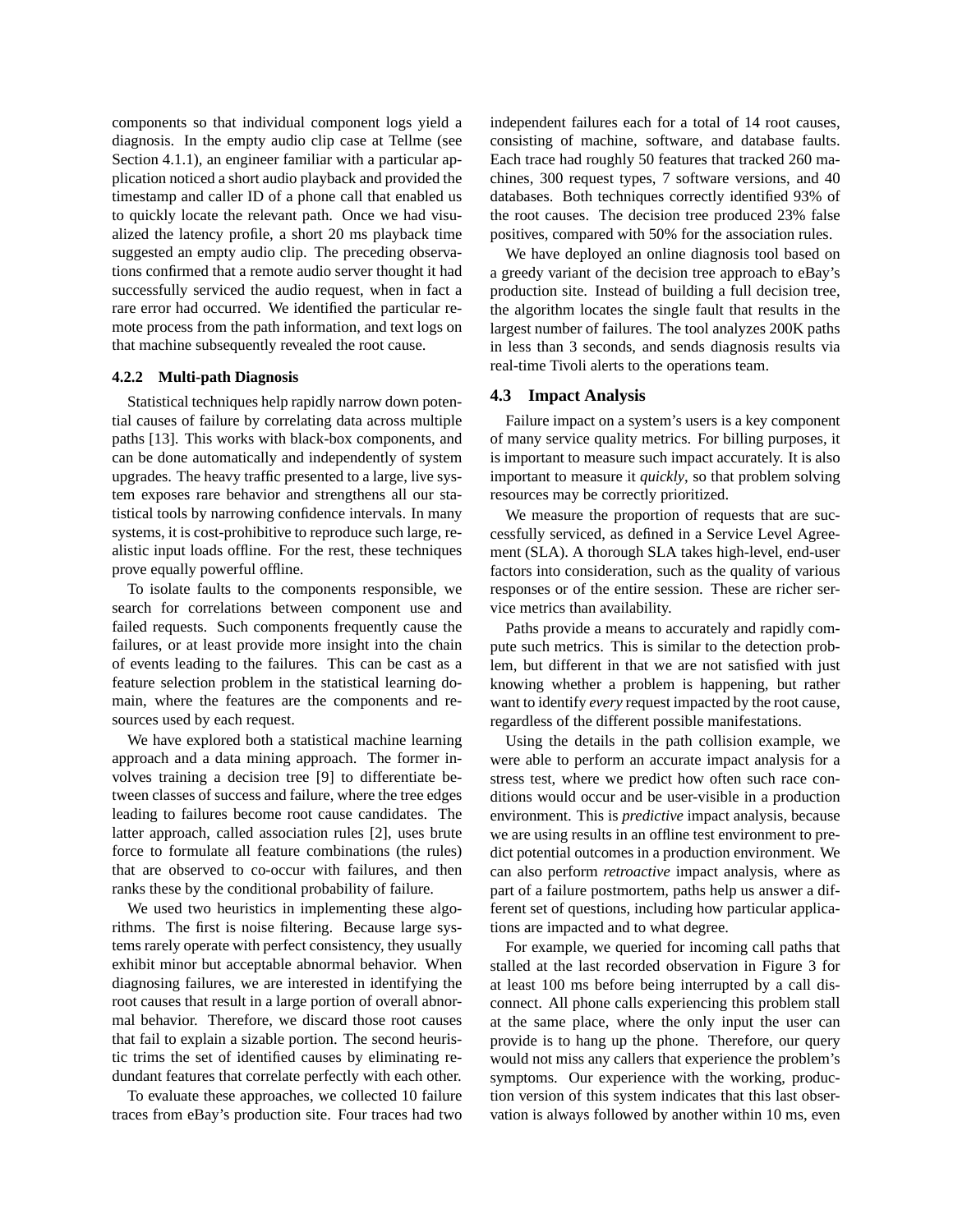components so that individual component logs yield a diagnosis. In the empty audio clip case at Tellme (see Section 4.1.1), an engineer familiar with a particular application noticed a short audio playback and provided the timestamp and caller ID of a phone call that enabled us to quickly locate the relevant path. Once we had visualized the latency profile, a short 20 ms playback time suggested an empty audio clip. The preceding observations confirmed that a remote audio server thought it had successfully serviced the audio request, when in fact a rare error had occurred. We identified the particular remote process from the path information, and text logs on that machine subsequently revealed the root cause.

#### 4.2.2 Multi-path Diagnosis

Statistical techniques help rapidly narrow down potential causes of failure by correlating data across multiple paths [13]. This works with black-box components, and can be done automatically and independently of system upgrades. The heavy traffic presented to a large, live system exposes rare behavior and strengthens all our statistical tools by narrowing confidence intervals. In many systems, it is cost-prohibitive to reproduce such large, realistic input loads offline. For the rest, these techniques prove equally powerful offline.

To isolate faults to the components responsible, we search for correlations between component use and failed requests. Such components frequently cause the failures, or at least provide more insight into the chain of events leading to the failures. This can be cast as a feature selection problem in the statistical learning domain, where the features are the components and resources used by each request.

We have explored both a statistical machine learning approach and a data mining approach. The former involves training a decision tree [9] to differentiate between classes of success and failure, where the tree edges leading to failures become root cause candidates. The latter approach, called association rules [2], uses brute force to formulate all feature combinations (the rules) that are observed to co-occur with failures, and then ranks these by the conditional probability of failure.

We used two heuristics in implementing these algorithms. The first is noise filtering. Because large systems rarely operate with perfect consistency, they usually exhibit minor but acceptable abnormal behavior. When diagnosing failures, we are interested in identifying the root causes that result in a large portion of overall abnormal behavior. Therefore, we discard those root causes that fail to explain a sizable portion. The second heuristic trims the set of identified causes by eliminating redundant features that correlate perfectly with each other.

To evaluate these approaches, we collected 10 failure traces from eBay's production site. Four traces had two independent failures each for a total of 14 root causes, consisting of machine, software, and database faults. Each trace had roughly 50 features that tracked 260 machines, 300 request types, 7 software versions, and 40 databases. Both techniques correctly identified 93% of the root causes. The decision tree produced 23% false positives, compared with 50% for the association rules.

We have deployed an online diagnosis tool based on a greedy variant of the decision tree approach to eBay's production site. Instead of building a full decision tree, the algorithm locates the single fault that results in the largest number of failures. The tool analyzes 200K paths in less than 3 seconds, and sends diagnosis results via real-time Tivoli alerts to the operations team.

### 4.3 Impact Analysis

Failure impact on a system's users is a key component of many service quality metrics. For billing purposes, it is important to measure such impact accurately. It is also important to measure it *quickly*, so that problem solving resources may be correctly prioritized.

We measure the proportion of requests that are successfully serviced, as defined in a Service Level Agreement (SLA). A thorough SLA takes high-level, end-user factors into consideration, such as the quality of various responses or of the entire session. These are richer service metrics than availability.

Paths provide a means to accurately and rapidly compute such metrics. This is similar to the detection problem, but different in that we are not satisfied with just knowing whether a problem is happening, but rather want to identify *every* request impacted by the root cause, regardless of the different possible manifestations.

Using the details in the path collision example, we were able to perform an accurate impact analysis for a stress test, where we predict how often such race conditions would occur and be user-visible in a production environment. This is *predictive* impact analysis, because we are using results in an offline test environment to predict potential outcomes in a production environment. We can also perform *retroactive* impact analysis, where as part of a failure postmortem, paths help us answer a different set of questions, including how particular applications are impacted and to what degree.

For example, we queried for incoming call paths that stalled at the last recorded observation in Figure 3 for at least 100 ms before being interrupted by a call disconnect. All phone calls experiencing this problem stall at the same place, where the only input the user can provide is to hang up the phone. Therefore, our query would not miss any callers that experience the problem's symptoms. Our experience with the working, production version of this system indicates that this last observation is always followed by another within 10 ms, even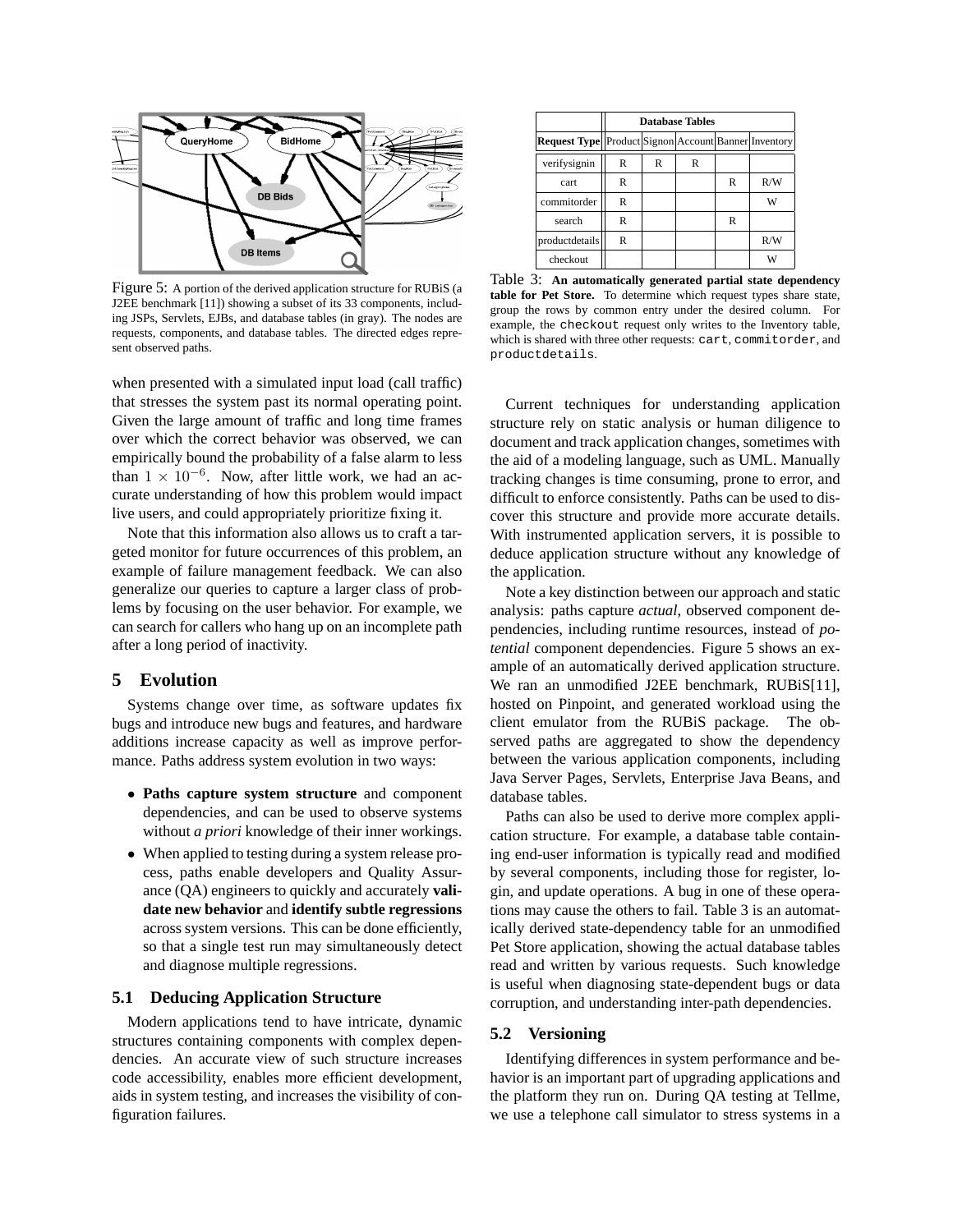Figure 5: A portion of the derived application structure for RUBiS (a J2EE benchmark [11]) showing a subset of its 33 components, including JSPs, Servlets, EJBs, and database tables (in gray). The nodes are requests, components, and database tables. The directed edges represent observed paths.

when presented with a simulated input load (call traffic) that stresses the system past its normal operating point. Given the large amount of traffic and long time frames over which the correct behavior was observed, we can empirically bound the probability of a false alarm to less than $1 \times 10^{-6}$. Now, after little work, we had an accurate understanding of how this problem would impact live users, and could appropriately prioritize fixing it.

Note that this information also allows us to craft a targeted monitor for future occurrences of this problem, an example of failure management feedback. We can also generalize our queries to capture a larger class of problems by focusing on the user behavior. For example, we can search for callers who hang up on an incomplete path after a long period of inactivity.

## 5 Evolution

Systems change over time, as software updates fix bugs and introduce new bugs and features, and hardware additions increase capacity as well as improve performance. Paths address system evolution in two ways:

- **Paths capture system structure** and component dependencies, and can be used to observe systems without *a priori* knowledge of their inner workings.
- When applied to testing during a system release process, paths enable developers and Quality Assurance (QA) engineers to quickly and accurately **validate new behavior** and **identify subtle regressions** across system versions. This can be done efficiently, so that a single test run may simultaneously detect and diagnose multiple regressions.

### 5.1 Deducing Application Structure

Modern applications tend to have intricate, dynamic structures containing components with complex dependencies. An accurate view of such structure increases code accessibility, enables more efficient development, aids in system testing, and increases the visibility of configuration failures.

| | Database Tables | | | | |
|---|---|---|---|---|---|
| **Request Type** | Product | Signon | Account | Banner | Inventory |
| verifysignin | R | R | R | | |
| cart | R | | | R | R/W |
| commitorder | R | | | | W |
| search | R | | | R | |
| productdetails | R | | | | R/W |
| checkout | | | | | W |

Table 3: **An automatically generated partial state dependency table for Pet Store.** To determine which request types share state, group the rows by common entry under the desired column. For example, the `checkout` request only writes to the Inventory table, which is shared with three other requests: `cart`, `commitorder`, and `productdetails`.

Current techniques for understanding application structure rely on static analysis or human diligence to document and track application changes, sometimes with the aid of a modeling language, such as UML. Manually tracking changes is time consuming, prone to error, and difficult to enforce consistently. Paths can be used to discover this structure and provide more accurate details. With instrumented application servers, it is possible to deduce application structure without any knowledge of the application.

Note a key distinction between our approach and static analysis: paths capture *actual*, observed component dependencies, including runtime resources, instead of *potential* component dependencies. Figure 5 shows an example of an automatically derived application structure. We ran an unmodified J2EE benchmark, RUBiS[11], hosted on Pinpoint, and generated workload using the client emulator from the RUBiS package. The observed paths are aggregated to show the dependency between the various application components, including Java Server Pages, Servlets, Enterprise Java Beans, and database tables.

Paths can also be used to derive more complex application structure. For example, a database table containing end-user information is typically read and modified by several components, including those for register, login, and update operations. A bug in one of these operations may cause the others to fail. Table 3 is an automatically derived state-dependency table for an unmodified Pet Store application, showing the actual database tables read and written by various requests. Such knowledge is useful when diagnosing state-dependent bugs or data corruption, and understanding inter-path dependencies.

### 5.2 Versioning

Identifying differences in system performance and behavior is an important part of upgrading applications and the platform they run on. During QA testing at Tellme, we use a telephone call simulator to stress systems in a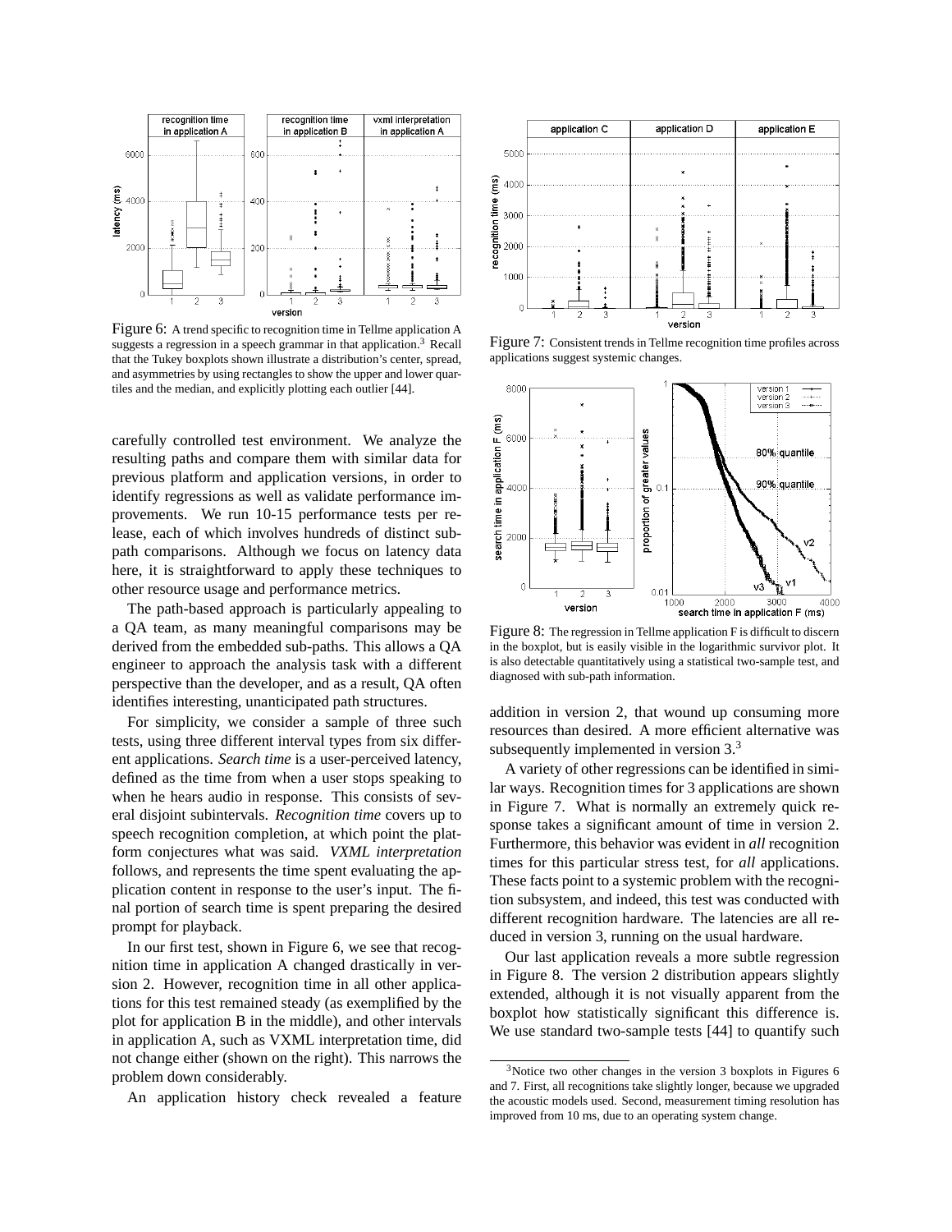Figure 6: A trend specific to recognition time in Tellme application A suggests a regression in a speech grammar in that application.[3] Recall that the Tukey boxplots shown illustrate a distribution's center, spread, and asymmetries by using rectangles to show the upper and lower quartiles and the median, and explicitly plotting each outlier [44].

carefully controlled test environment. We analyze the resulting paths and compare them with similar data for previous platform and application versions, in order to identify regressions as well as validate performance improvements. We run 10-15 performance tests per release, each of which involves hundreds of distinct subpath comparisons. Although we focus on latency data here, it is straightforward to apply these techniques to other resource usage and performance metrics.

The path-based approach is particularly appealing to a QA team, as many meaningful comparisons may be derived from the embedded sub-paths. This allows a QA engineer to approach the analysis task with a different perspective than the developer, and as a result, QA often identifies interesting, unanticipated path structures.

For simplicity, we consider a sample of three such tests, using three different interval types from six different applications. *Search time* is a user-perceived latency, defined as the time from when a user stops speaking to when he hears audio in response. This consists of several disjoint subintervals. *Recognition time* covers up to speech recognition completion, at which point the platform conjectures what was said. *VXML interpretation* follows, and represents the time spent evaluating the application content in response to the user's input. The final portion of search time is spent preparing the desired prompt for playback.

In our first test, shown in Figure 6, we see that recognition time in application A changed drastically in version 2. However, recognition time in all other applications for this test remained steady (as exemplified by the plot for application B in the middle), and other intervals in application A, such as VXML interpretation time, did not change either (shown on the right). This narrows the problem down considerably.

An application history check revealed a feature addition in version 2, that wound up consuming more resources than desired. A more efficient alternative was subsequently implemented in version 3.[3]

Figure 7: Consistent trends in Tellme recognition time profiles across applications suggest systemic changes.

Figure 8: The regression in Tellme application F is difficult to discern in the boxplot, but is easily visible in the logarithmic survivor plot. It is also detectable quantitatively using a statistical two-sample test, and diagnosed with sub-path information.

A variety of other regressions can be identified in similar ways. Recognition times for 3 applications are shown in Figure 7. What is normally an extremely quick response takes a significant amount of time in version 2. Furthermore, this behavior was evident in *all* recognition times for this particular stress test, for *all* applications. These facts point to a systemic problem with the recognition subsystem, and indeed, this test was conducted with different recognition hardware. The latencies are all reduced in version 3, running on the usual hardware.

Our last application reveals a more subtle regression in Figure 8. The version 2 distribution appears slightly extended, although it is not visually apparent from the boxplot how statistically significant this difference is. We use standard two-sample tests [44] to quantify such

[3] Notice two other changes in the version 3 boxplots in Figures 6 and 7. First, all recognitions take slightly longer, because we upgraded the acoustic models used. Second, measurement timing resolution has improved from 10 ms, due to an operating system change.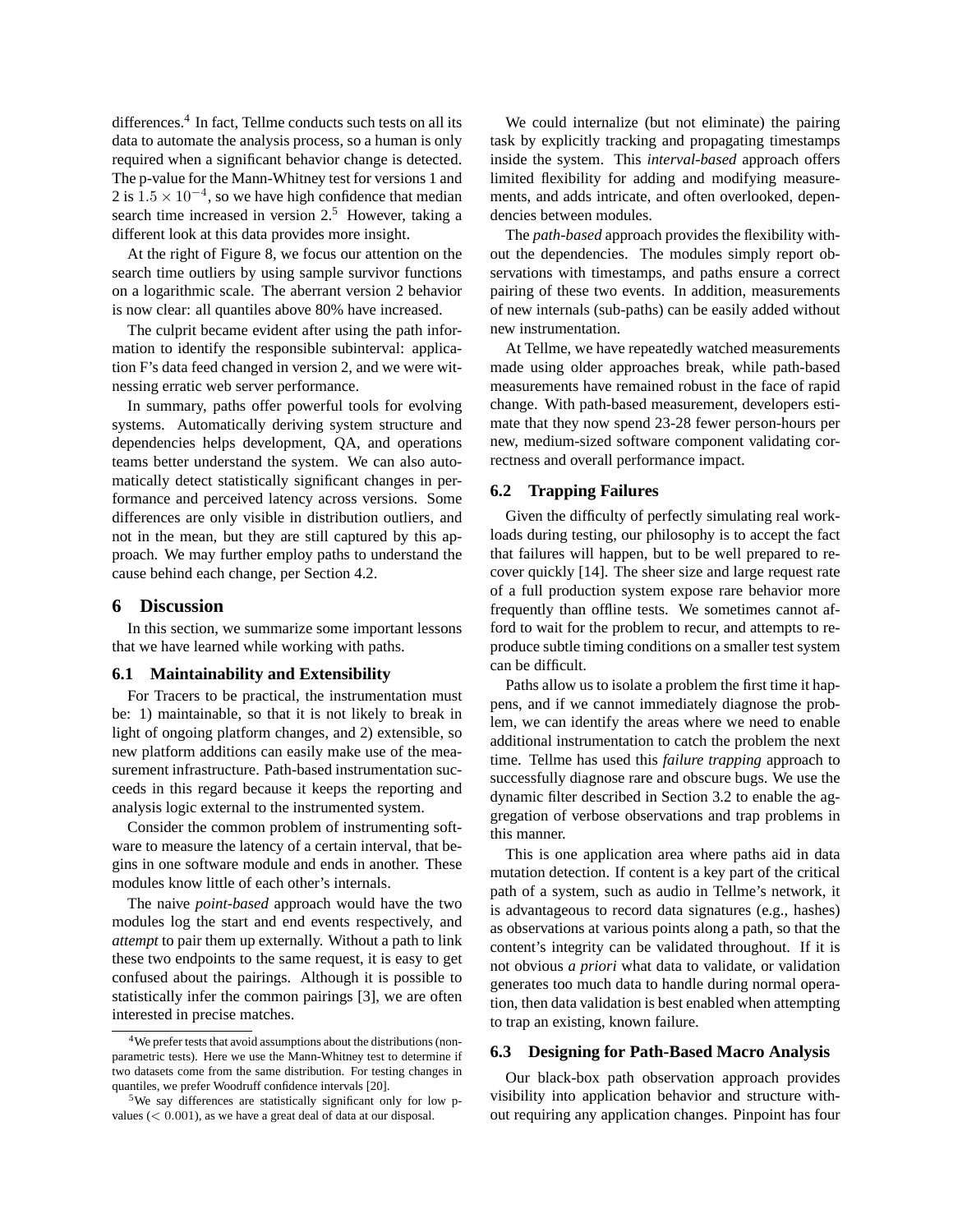differences.[4] In fact, Tellme conducts such tests on all its data to automate the analysis process, so a human is only required when a significant behavior change is detected. The p-value for the Mann-Whitney test for versions 1 and 2 is $1.5 \times 10^{-4}$, so we have high confidence that median search time increased in version 2.[5] However, taking a different look at this data provides more insight.

At the right of Figure 8, we focus our attention on the search time outliers by using sample survivor functions on a logarithmic scale. The aberrant version 2 behavior is now clear: all quantiles above 80% have increased.

The culprit became evident after using the path information to identify the responsible subinterval: application F's data feed changed in version 2, and we were witnessing erratic web server performance.

In summary, paths offer powerful tools for evolving systems. Automatically deriving system structure and dependencies helps development, QA, and operations teams better understand the system. We can also automatically detect statistically significant changes in performance and perceived latency across versions. Some differences are only visible in distribution outliers, and not in the mean, but they are still captured by this approach. We may further employ paths to understand the cause behind each change, per Section 4.2.

# 6 Discussion

In this section, we summarize some important lessons that we have learned while working with paths.

## 6.1 Maintainability and Extensibility

For Tracers to be practical, the instrumentation must be: 1) maintainable, so that it is not likely to break in light of ongoing platform changes, and 2) extensible, so new platform additions can easily make use of the measurement infrastructure. Path-based instrumentation succeeds in this regard because it keeps the reporting and analysis logic external to the instrumented system.

Consider the common problem of instrumenting software to measure the latency of a certain interval, that begins in one software module and ends in another. These modules know little of each other's internals.

The naive *point-based* approach would have the two modules log the start and end events respectively, and *attempt* to pair them up externally. Without a path to link these two endpoints to the same request, it is easy to get confused about the pairings. Although it is possible to statistically infer the common pairings [3], we are often interested in precise matches.

We could internalize (but not eliminate) the pairing task by explicitly tracking and propagating timestamps inside the system. This *interval-based* approach offers limited flexibility for adding and modifying measurements, and adds intricate, and often overlooked, dependencies between modules.

The *path-based* approach provides the flexibility without the dependencies. The modules simply report observations with timestamps, and paths ensure a correct pairing of these two events. In addition, measurements of new internals (sub-paths) can be easily added without new instrumentation.

At Tellme, we have repeatedly watched measurements made using older approaches break, while path-based measurements have remained robust in the face of rapid change. With path-based measurement, developers estimate that they now spend 23-28 fewer person-hours per new, medium-sized software component validating correctness and overall performance impact.

## 6.2 Trapping Failures

Given the difficulty of perfectly simulating real workloads during testing, our philosophy is to accept the fact that failures will happen, but to be well prepared to recover quickly [14]. The sheer size and large request rate of a full production system expose rare behavior more frequently than offline tests. We sometimes cannot afford to wait for the problem to recur, and attempts to reproduce subtle timing conditions on a smaller test system can be difficult.

Paths allow us to isolate a problem the first time it happens, and if we cannot immediately diagnose the problem, we can identify the areas where we need to enable additional instrumentation to catch the problem the next time. Tellme has used this *failure trapping* approach to successfully diagnose rare and obscure bugs. We use the dynamic filter described in Section 3.2 to enable the aggregation of verbose observations and trap problems in this manner.

This is one application area where paths aid in data mutation detection. If content is a key part of the critical path of a system, such as audio in Tellme's network, it is advantageous to record data signatures (e.g., hashes) as observations at various points along a path, so that the content's integrity can be validated throughout. If it is not obvious *a priori* what data to validate, or validation generates too much data to handle during normal operation, then data validation is best enabled when attempting to trap an existing, known failure.

## 6.3 Designing for Path-Based Macro Analysis

Our black-box path observation approach provides visibility into application behavior and structure without requiring any application changes. Pinpoint has four

[4] We prefer tests that avoid assumptions about the distributions (non-parametric tests). Here we use the Mann-Whitney test to determine if two datasets come from the same distribution. For testing changes in quantiles, we prefer Woodruff confidence intervals [20].

[5] We say differences are statistically significant only for low p-values ($< 0.001$), as we have a great deal of data at our disposal.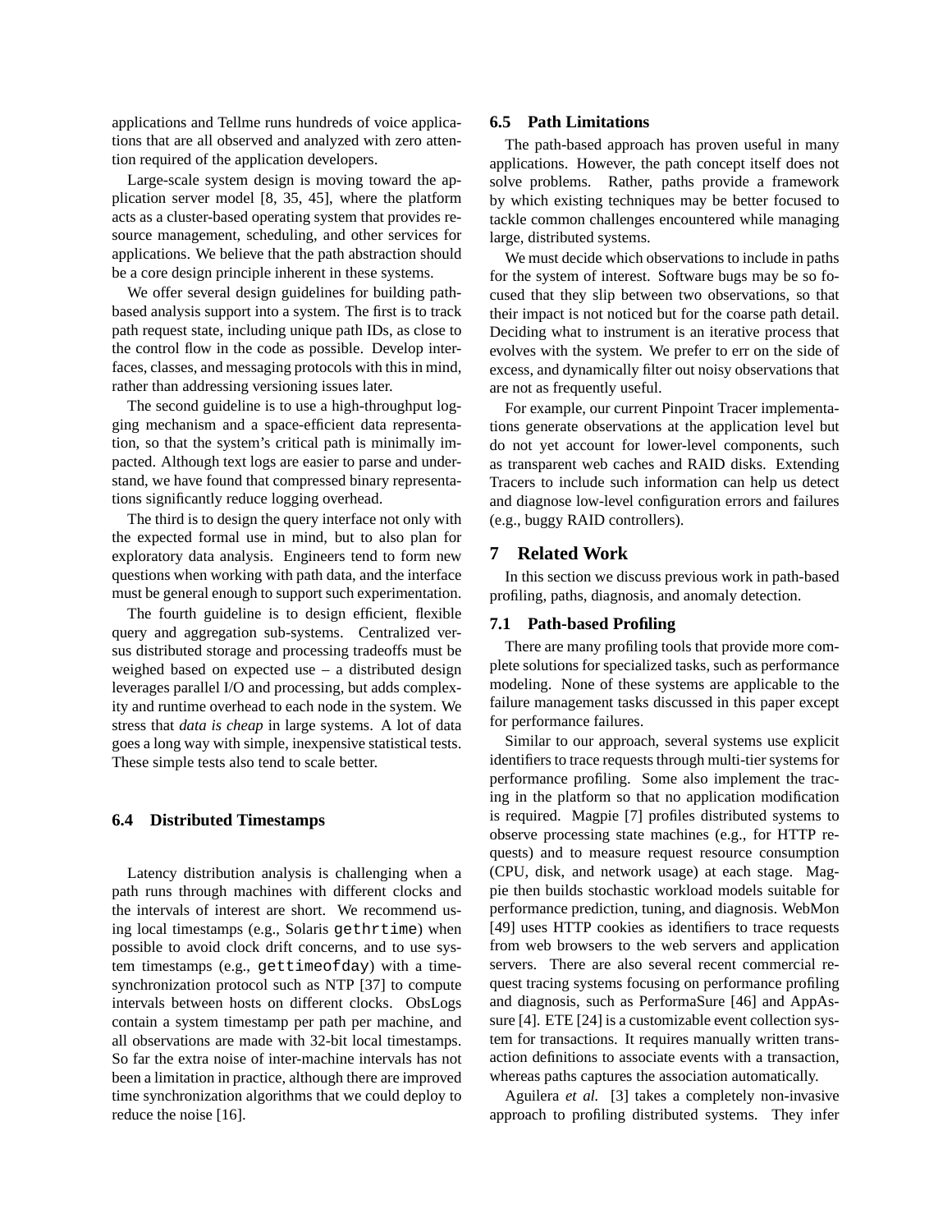applications and Tellme runs hundreds of voice applications that are all observed and analyzed with zero attention required of the application developers.

Large-scale system design is moving toward the application server model [8, 35, 45], where the platform acts as a cluster-based operating system that provides resource management, scheduling, and other services for applications. We believe that the path abstraction should be a core design principle inherent in these systems.

We offer several design guidelines for building path-based analysis support into a system. The first is to track path request state, including unique path IDs, as close to the control flow in the code as possible. Develop interfaces, classes, and messaging protocols with this in mind, rather than addressing versioning issues later.

The second guideline is to use a high-throughput logging mechanism and a space-efficient data representation, so that the system's critical path is minimally impacted. Although text logs are easier to parse and understand, we have found that compressed binary representations significantly reduce logging overhead.

The third is to design the query interface not only with the expected formal use in mind, but to also plan for exploratory data analysis. Engineers tend to form new questions when working with path data, and the interface must be general enough to support such experimentation.

The fourth guideline is to design efficient, flexible query and aggregation sub-systems. Centralized versus distributed storage and processing tradeoffs must be weighed based on expected use – a distributed design leverages parallel I/O and processing, but adds complexity and runtime overhead to each node in the system. We stress that *data is cheap* in large systems. A lot of data goes a long way with simple, inexpensive statistical tests. These simple tests also tend to scale better.

### 6.4 Distributed Timestamps

Latency distribution analysis is challenging when a path runs through machines with different clocks and the intervals of interest are short. We recommend using local timestamps (e.g., Solaris `gethrtime`) when possible to avoid clock drift concerns, and to use system timestamps (e.g., `gettimeofday`) with a time-synchronization protocol such as NTP [37] to compute intervals between hosts on different clocks. ObsLogs contain a system timestamp per path per machine, and all observations are made with 32-bit local timestamps. So far the extra noise of inter-machine intervals has not been a limitation in practice, although there are improved time synchronization algorithms that we could deploy to reduce the noise [16].

### 6.5 Path Limitations

The path-based approach has proven useful in many applications. However, the path concept itself does not solve problems. Rather, paths provide a framework by which existing techniques may be better focused to tackle common challenges encountered while managing large, distributed systems.

We must decide which observations to include in paths for the system of interest. Software bugs may be so focused that they slip between two observations, so that their impact is not noticed but for the coarse path detail. Deciding what to instrument is an iterative process that evolves with the system. We prefer to err on the side of excess, and dynamically filter out noisy observations that are not as frequently useful.

For example, our current Pinpoint Tracer implementations generate observations at the application level but do not yet account for lower-level components, such as transparent web caches and RAID disks. Extending Tracers to include such information can help us detect and diagnose low-level configuration errors and failures (e.g., buggy RAID controllers).

## 7 Related Work

In this section we discuss previous work in path-based profiling, paths, diagnosis, and anomaly detection.

### 7.1 Path-based Profiling

There are many profiling tools that provide more complete solutions for specialized tasks, such as performance modeling. None of these systems are applicable to the failure management tasks discussed in this paper except for performance failures.

Similar to our approach, several systems use explicit identifiers to trace requests through multi-tier systems for performance profiling. Some also implement the tracing in the platform so that no application modification is required. Magpie [7] profiles distributed systems to observe processing state machines (e.g., for HTTP requests) and to measure request resource consumption (CPU, disk, and network usage) at each stage. Magpie then builds stochastic workload models suitable for performance prediction, tuning, and diagnosis. WebMon [49] uses HTTP cookies as identifiers to trace requests from web browsers to the web servers and application servers. There are also several recent commercial request tracing systems focusing on performance profiling and diagnosis, such as PerformaSure [46] and AppAssure [4]. ETE [24] is a customizable event collection system for transactions. It requires manually written transaction definitions to associate events with a transaction, whereas paths captures the association automatically.

Aguilera *et al.* [3] takes a completely non-invasive approach to profiling distributed systems. They infer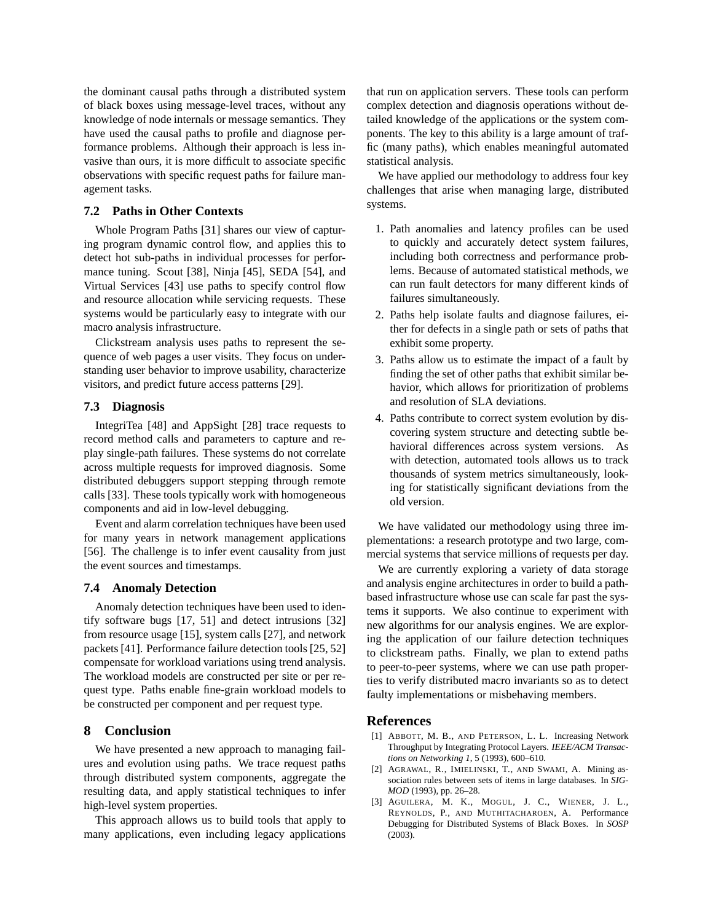the dominant causal paths through a distributed system of black boxes using message-level traces, without any knowledge of node internals or message semantics. They have used the causal paths to profile and diagnose performance problems. Although their approach is less invasive than ours, it is more difficult to associate specific observations with specific request paths for failure management tasks.

### 7.2 Paths in Other Contexts

Whole Program Paths [31] shares our view of capturing program dynamic control flow, and applies this to detect hot sub-paths in individual processes for performance tuning. Scout [38], Ninja [45], SEDA [54], and Virtual Services [43] use paths to specify control flow and resource allocation while servicing requests. These systems would be particularly easy to integrate with our macro analysis infrastructure.

Clickstream analysis uses paths to represent the sequence of web pages a user visits. They focus on understanding user behavior to improve usability, characterize visitors, and predict future access patterns [29].

### 7.3 Diagnosis

IntegriTea [48] and AppSight [28] trace requests to record method calls and parameters to capture and replay single-path failures. These systems do not correlate across multiple requests for improved diagnosis. Some distributed debuggers support stepping through remote calls [33]. These tools typically work with homogeneous components and aid in low-level debugging.

Event and alarm correlation techniques have been used for many years in network management applications [56]. The challenge is to infer event causality from just the event sources and timestamps.

### 7.4 Anomaly Detection

Anomaly detection techniques have been used to identify software bugs [17, 51] and detect intrusions [32] from resource usage [15], system calls [27], and network packets [41]. Performance failure detection tools [25, 52] compensate for workload variations using trend analysis. The workload models are constructed per site or per request type. Paths enable fine-grain workload models to be constructed per component and per request type.

## 8 Conclusion

We have presented a new approach to managing failures and evolution using paths. We trace request paths through distributed system components, aggregate the resulting data, and apply statistical techniques to infer high-level system properties.

This approach allows us to build tools that apply to many applications, even including legacy applications that run on application servers. These tools can perform complex detection and diagnosis operations without detailed knowledge of the applications or the system components. The key to this ability is a large amount of traffic (many paths), which enables meaningful automated statistical analysis.

We have applied our methodology to address four key challenges that arise when managing large, distributed systems.

1. Path anomalies and latency profiles can be used to quickly and accurately detect system failures, including both correctness and performance problems. Because of automated statistical methods, we can run fault detectors for many different kinds of failures simultaneously.
2. Paths help isolate faults and diagnose failures, either for defects in a single path or sets of paths that exhibit some property.
3. Paths allow us to estimate the impact of a fault by finding the set of other paths that exhibit similar behavior, which allows for prioritization of problems and resolution of SLA deviations.
4. Paths contribute to correct system evolution by discovering system structure and detecting subtle behavioral differences across system versions. As with detection, automated tools allows us to track thousands of system metrics simultaneously, looking for statistically significant deviations from the old version.

We have validated our methodology using three implementations: a research prototype and two large, commercial systems that service millions of requests per day.

We are currently exploring a variety of data storage and analysis engine architectures in order to build a path-based infrastructure whose use can scale far past the systems it supports. We also continue to experiment with new algorithms for our analysis engines. We are exploring the application of our failure detection techniques to clickstream paths. Finally, we plan to extend paths to peer-to-peer systems, where we can use path properties to verify distributed macro invariants so as to detect faulty implementations or misbehaving members.

## References

[1] Abbott, M. B., and Peterson, L. L. Increasing Network Throughput by Integrating Protocol Layers. *IEEE/ACM Transactions on Networking 1*, 5 (1993), 600–610.

[2] Agrawal, R., Imielinski, T., and Swami, A. Mining association rules between sets of items in large databases. In *SIGMOD* (1993), pp. 26–28.

[3] Aguilera, M. K., Mogul, J. C., Wiener, J. L., Reynolds, P., and Muthitacharoen, A. Performance Debugging for Distributed Systems of Black Boxes. In *SOSP* (2003).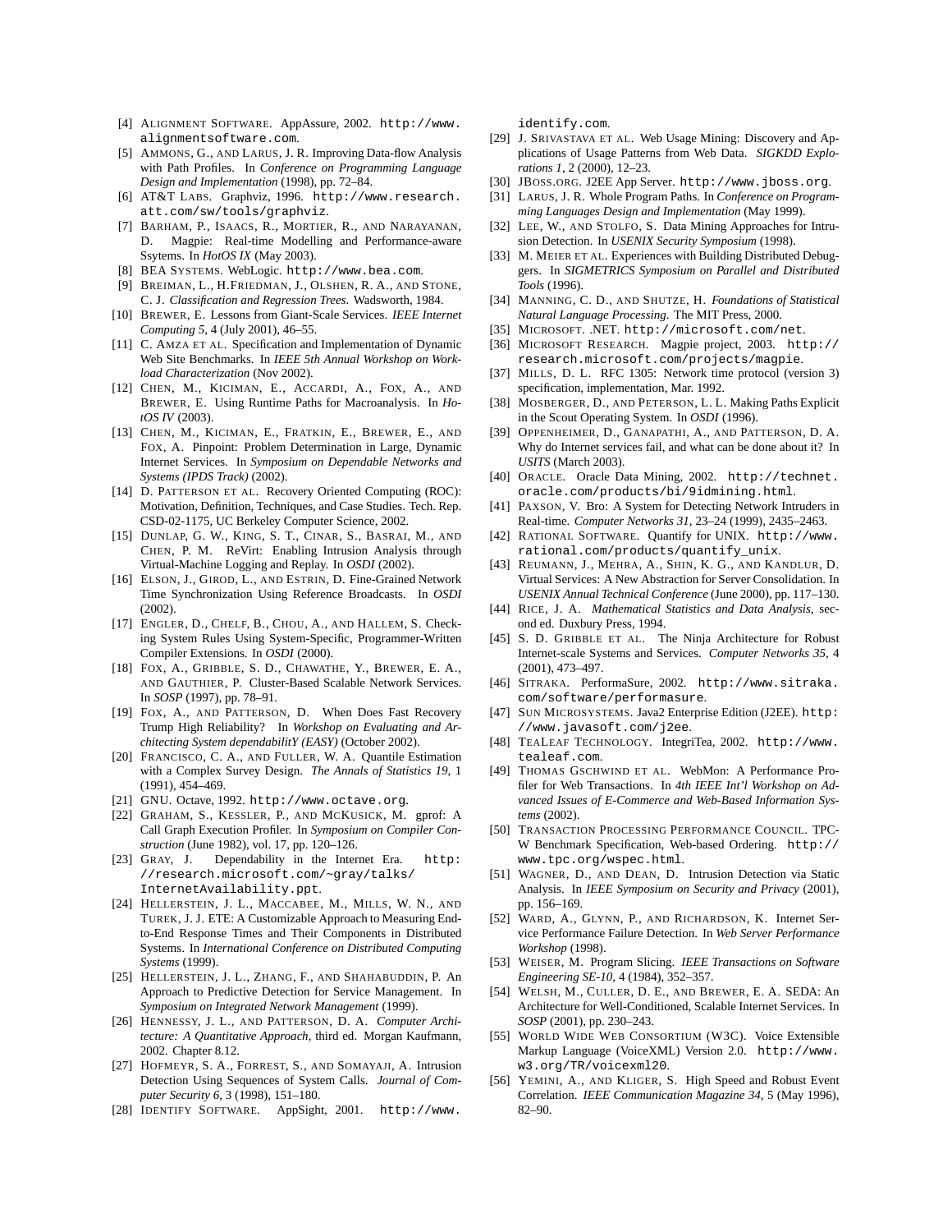[4] ALIGNMENT SOFTWARE. AppAssure, 2002. http://www.alignmentsoftware.com.

[5] AMMONS, G., AND LARUS, J. R. Improving Data-flow Analysis with Path Profiles. In *Conference on Programming Language Design and Implementation* (1998), pp. 72–84.

[6] AT&T LABS. Graphviz, 1996. http://www.research.att.com/sw/tools/graphviz.

[7] BARHAM, P., ISAACS, R., MORTIER, R., AND NARAYANAN, D. Magpie: Real-time Modelling and Performance-aware Ssytems. In *HotOS IX* (May 2003).

[8] BEA SYSTEMS. WebLogic. http://www.bea.com.

[9] BREIMAN, L., H.FRIEDMAN, J., OLSHEN, R. A., AND STONE, C. J. *Classification and Regression Trees*. Wadsworth, 1984.

[10] BREWER, E. Lessons from Giant-Scale Services. *IEEE Internet Computing 5*, 4 (July 2001), 46–55.

[11] C. AMZA ET AL. Specification and Implementation of Dynamic Web Site Benchmarks. In *IEEE 5th Annual Workshop on Workload Characterization* (Nov 2002).

[12] CHEN, M., KICIMAN, E., ACCARDI, A., FOX, A., AND BREWER, E. Using Runtime Paths for Macroanalysis. In *HotOS IV* (2003).

[13] CHEN, M., KICIMAN, E., FRATKIN, E., BREWER, E., AND FOX, A. Pinpoint: Problem Determination in Large, Dynamic Internet Services. In *Symposium on Dependable Networks and Systems (IPDS Track)* (2002).

[14] D. PATTERSON ET AL. Recovery Oriented Computing (ROC): Motivation, Definition, Techniques, and Case Studies. Tech. Rep. CSD-02-1175, UC Berkeley Computer Science, 2002.

[15] DUNLAP, G. W., KING, S. T., CINAR, S., BASRAI, M., AND CHEN, P. M. ReVirt: Enabling Intrusion Analysis through Virtual-Machine Logging and Replay. In *OSDI* (2002).

[16] ELSON, J., GIROD, L., AND ESTRIN, D. Fine-Grained Network Time Synchronization Using Reference Broadcasts. In *OSDI* (2002).

[17] ENGLER, D., CHELF, B., CHOU, A., AND HALLEM, S. Checking System Rules Using System-Specific, Programmer-Written Compiler Extensions. In *OSDI* (2000).

[18] FOX, A., GRIBBLE, S. D., CHAWATHE, Y., BREWER, E. A., AND GAUTHIER, P. Cluster-Based Scalable Network Services. In *SOSP* (1997), pp. 78–91.

[19] FOX, A., AND PATTERSON, D. When Does Fast Recovery Trump High Reliability? In *Workshop on Evaluating and Architecting System dependabilitY (EASY)* (October 2002).

[20] FRANCISCO, C. A., AND FULLER, W. A. Quantile Estimation with a Complex Survey Design. *The Annals of Statistics 19*, 1 (1991), 454–469.

[21] GNU. Octave, 1992. http://www.octave.org.

[22] GRAHAM, S., KESSLER, P., AND MCKUSICK, M. gprof: A Call Graph Execution Profiler. In *Symposium on Compiler Construction* (June 1982), vol. 17, pp. 120–126.

[23] GRAY, J. Dependability in the Internet Era. http://research.microsoft.com/~gray/talks/InternetAvailability.ppt.

[24] HELLERSTEIN, J. L., MACCABEE, M., MILLS, W. N., AND TUREK, J. J. ETE: A Customizable Approach to Measuring End-to-End Response Times and Their Components in Distributed Systems. In *International Conference on Distributed Computing Systems* (1999).

[25] HELLERSTEIN, J. L., ZHANG, F., AND SHAHABUDDIN, P. An Approach to Predictive Detection for Service Management. In *Symposium on Integrated Network Management* (1999).

[26] HENNESSY, J. L., AND PATTERSON, D. A. *Computer Architecture: A Quantitative Approach*, third ed. Morgan Kaufmann, 2002. Chapter 8.12.

[27] HOFMEYR, S. A., FORREST, S., AND SOMAYAJI, A. Intrusion Detection Using Sequences of System Calls. *Journal of Computer Security 6*, 3 (1998), 151–180.

[28] IDENTIFY SOFTWARE. AppSight, 2001. http://www.identify.com.

[29] J. SRIVASTAVA ET AL. Web Usage Mining: Discovery and Applications of Usage Patterns from Web Data. *SIGKDD Explorations 1*, 2 (2000), 12–23.

[30] JBOSS.ORG. J2EE App Server. http://www.jboss.org.

[31] LARUS, J. R. Whole Program Paths. In *Conference on Programming Languages Design and Implementation* (May 1999).

[32] LEE, W., AND STOLFO, S. Data Mining Approaches for Intrusion Detection. In *USENIX Security Symposium* (1998).

[33] M. MEIER ET AL. Experiences with Building Distributed Debuggers. In *SIGMETRICS Symposium on Parallel and Distributed Tools* (1996).

[34] MANNING, C. D., AND SHUTZE, H. *Foundations of Statistical Natural Language Processing*. The MIT Press, 2000.

[35] MICROSOFT. .NET. http://microsoft.com/net.

[36] MICROSOFT RESEARCH. Magpie project, 2003. http://research.microsoft.com/projects/magpie.

[37] MILLS, D. L. RFC 1305: Network time protocol (version 3) specification, implementation, Mar. 1992.

[38] MOSBERGER, D., AND PETERSON, L. L. Making Paths Explicit in the Scout Operating System. In *OSDI* (1996).

[39] OPPENHEIMER, D., GANAPATHI, A., AND PATTERSON, D. A. Why do Internet services fail, and what can be done about it? In *USITS* (March 2003).

[40] ORACLE. Oracle Data Mining, 2002. http://technet.oracle.com/products/bi/9idmining.html.

[41] PAXSON, V. Bro: A System for Detecting Network Intruders in Real-time. *Computer Networks 31*, 23–24 (1999), 2435–2463.

[42] RATIONAL SOFTWARE. Quantify for UNIX. http://www.rational.com/products/quantify_unix.

[43] REUMANN, J., MEHRA, A., SHIN, K. G., AND KANDLUR, D. Virtual Services: A New Abstraction for Server Consolidation. In *USENIX Annual Technical Conference* (June 2000), pp. 117–130.

[44] RICE, J. A. *Mathematical Statistics and Data Analysis*, second ed. Duxbury Press, 1994.

[45] S. D. GRIBBLE ET AL. The Ninja Architecture for Robust Internet-scale Systems and Services. *Computer Networks 35*, 4 (2001), 473–497.

[46] SITRAKA. PerformaSure, 2002. http://www.sitraka.com/software/performasure.

[47] SUN MICROSYSTEMS. Java2 Enterprise Edition (J2EE). http://www.javasoft.com/j2ee.

[48] TEALEAF TECHNOLOGY. IntegriTea, 2002. http://www.tealeaf.com.

[49] THOMAS GSCHWIND ET AL. WebMon: A Performance Profiler for Web Transactions. In *4th IEEE Int'l Workshop on Advanced Issues of E-Commerce and Web-Based Information Systems* (2002).

[50] TRANSACTION PROCESSING PERFORMANCE COUNCIL. TPC-W Benchmark Specification, Web-based Ordering. http://www.tpc.org/wspec.html.

[51] WAGNER, D., AND DEAN, D. Intrusion Detection via Static Analysis. In *IEEE Symposium on Security and Privacy* (2001), pp. 156–169.

[52] WARD, A., GLYNN, P., AND RICHARDSON, K. Internet Service Performance Failure Detection. In *Web Server Performance Workshop* (1998).

[53] WEISER, M. Program Slicing. *IEEE Transactions on Software Engineering SE-10*, 4 (1984), 352–357.

[54] WELSH, M., CULLER, D. E., AND BREWER, E. A. SEDA: An Architecture for Well-Conditioned, Scalable Internet Services. In *SOSP* (2001), pp. 230–243.

[55] WORLD WIDE WEB CONSORTIUM (W3C). Voice Extensible Markup Language (VoiceXML) Version 2.0. http://www.w3.org/TR/voicexml20.

[56] YEMINI, A., AND KLIGER, S. High Speed and Robust Event Correlation. *IEEE Communication Magazine 34*, 5 (May 1996), 82–90.